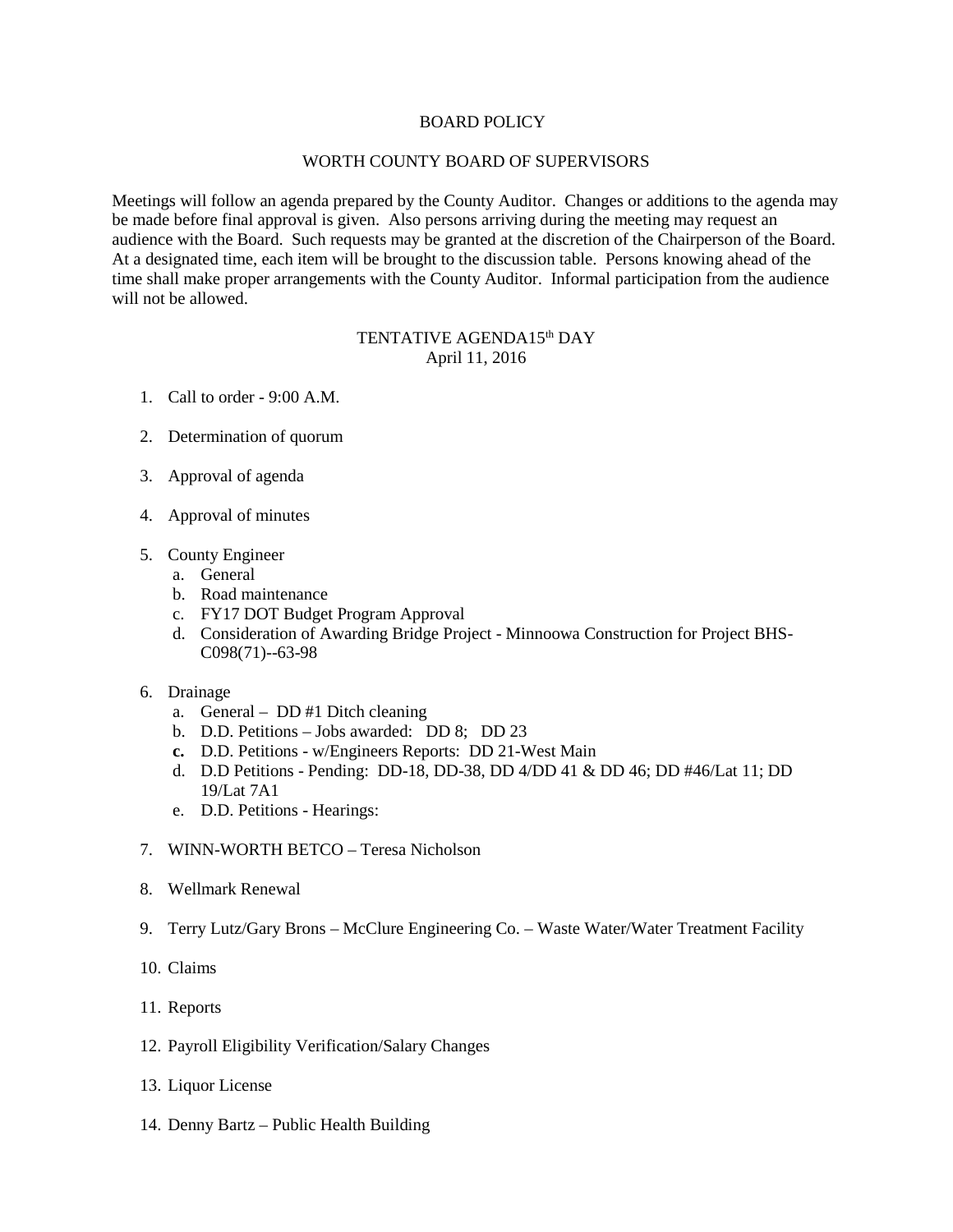# BOARD POLICY

## WORTH COUNTY BOARD OF SUPERVISORS

Meetings will follow an agenda prepared by the County Auditor. Changes or additions to the agenda may be made before final approval is given. Also persons arriving during the meeting may request an audience with the Board. Such requests may be granted at the discretion of the Chairperson of the Board. At a designated time, each item will be brought to the discussion table. Persons knowing ahead of the time shall make proper arrangements with the County Auditor. Informal participation from the audience will not be allowed.

### TENTATIVE AGENDA15th DAY
April 11, 2016

1. Call to order - 9:00 A.M.

2. Determination of quorum

3. Approval of agenda

4. Approval of minutes

5. County Engineer
   a. General
   b. Road maintenance
   c. FY17 DOT Budget Program Approval
   d. Consideration of Awarding Bridge Project - Minnoowa Construction for Project BHS-C098(71)--63-98

6. Drainage
   a. General – DD #1 Ditch cleaning
   b. D.D. Petitions – Jobs awarded: DD 8; DD 23
   **c.** D.D. Petitions - w/Engineers Reports: DD 21-West Main
   d. D.D Petitions - Pending: DD-18, DD-38, DD 4/DD 41 & DD 46; DD #46/Lat 11; DD 19/Lat 7A1
   e. D.D. Petitions - Hearings:

7. WINN-WORTH BETCO – Teresa Nicholson

8. Wellmark Renewal

9. Terry Lutz/Gary Brons – McClure Engineering Co. – Waste Water/Water Treatment Facility

10. Claims

11. Reports

12. Payroll Eligibility Verification/Salary Changes

13. Liquor License

14. Denny Bartz – Public Health Building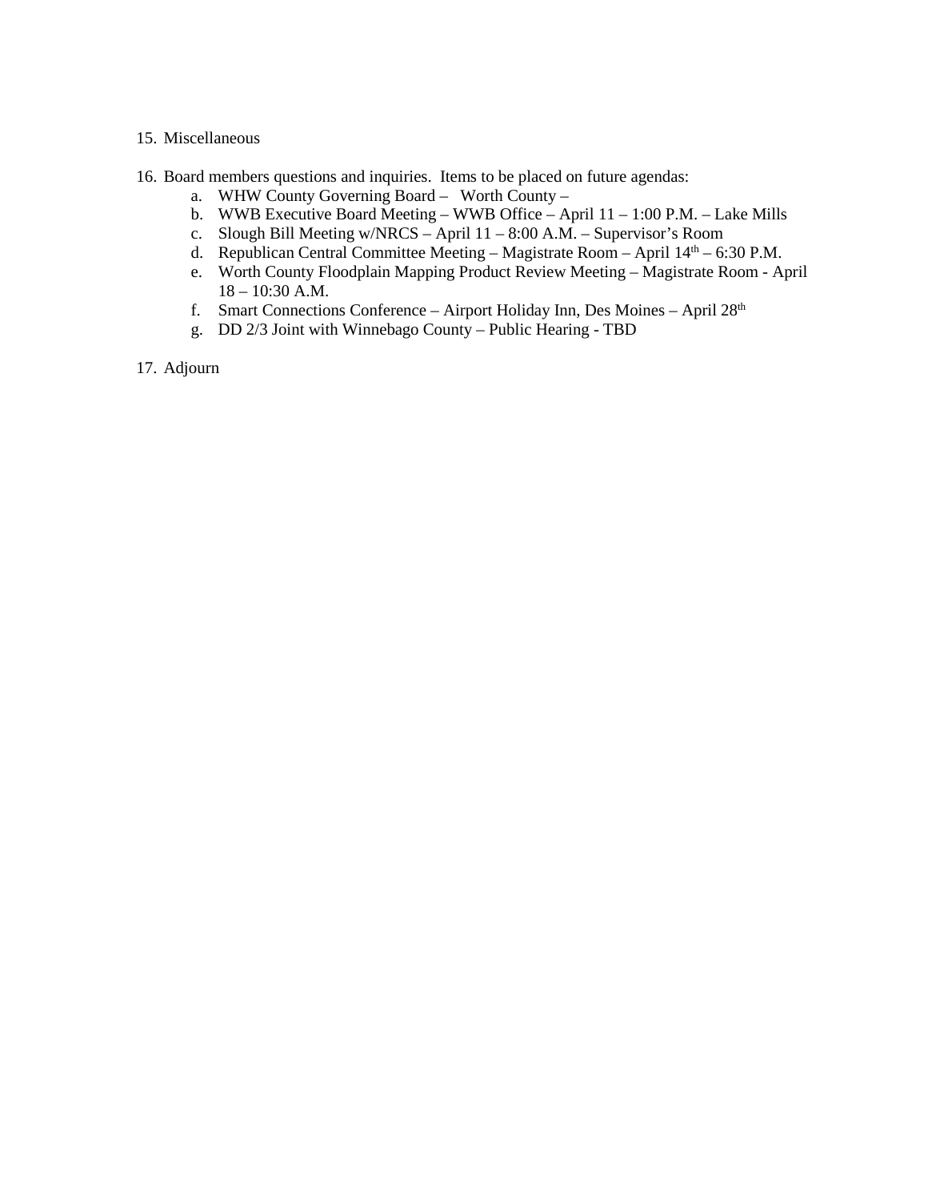15. Miscellaneous

16. Board members questions and inquiries. Items to be placed on future agendas:
    a. WHW County Governing Board – Worth County –
    b. WWB Executive Board Meeting – WWB Office – April 11 – 1:00 P.M. – Lake Mills
    c. Slough Bill Meeting w/NRCS – April 11 – 8:00 A.M. – Supervisor's Room
    d. Republican Central Committee Meeting – Magistrate Room – April 14th – 6:30 P.M.
    e. Worth County Floodplain Mapping Product Review Meeting – Magistrate Room - April 18 – 10:30 A.M.
    f. Smart Connections Conference – Airport Holiday Inn, Des Moines – April 28th
    g. DD 2/3 Joint with Winnebago County – Public Hearing - TBD

17. Adjourn